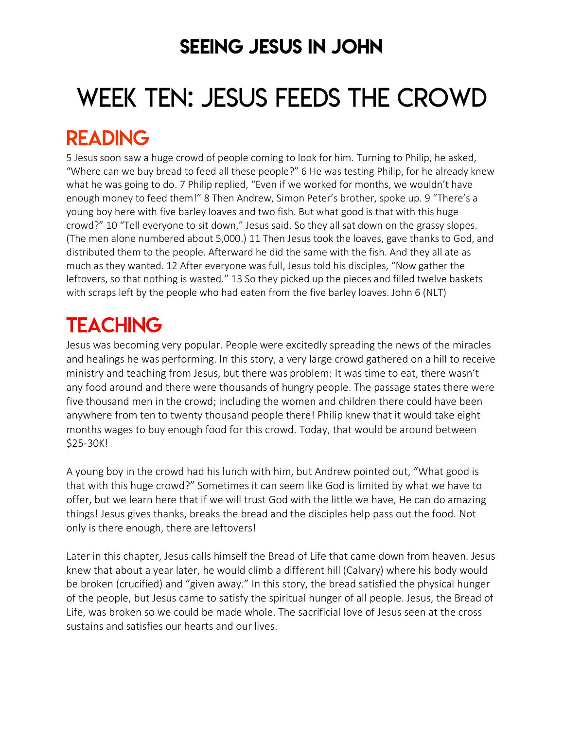# SEEING JESUS IN JOHN

# WEEK TEN: JESUS FEEDS THE CROWD

## READING

5 Jesus soon saw a huge crowd of people coming to look for him. Turning to Philip, he asked, "Where can we buy bread to feed all these people?" 6 He was testing Philip, for he already knew what he was going to do. 7 Philip replied, "Even if we worked for months, we wouldn't have enough money to feed them!" 8 Then Andrew, Simon Peter's brother, spoke up. 9 "There's a young boy here with five barley loaves and two fish. But what good is that with this huge crowd?" 10 "Tell everyone to sit down," Jesus said. So they all sat down on the grassy slopes. (The men alone numbered about 5,000.) 11 Then Jesus took the loaves, gave thanks to God, and distributed them to the people. Afterward he did the same with the fish. And they all ate as much as they wanted. 12 After everyone was full, Jesus told his disciples, "Now gather the leftovers, so that nothing is wasted." 13 So they picked up the pieces and filled twelve baskets with scraps left by the people who had eaten from the five barley loaves. John 6 (NLT)

## TEACHING

Jesus was becoming very popular. People were excitedly spreading the news of the miracles and healings he was performing. In this story, a very large crowd gathered on a hill to receive ministry and teaching from Jesus, but there was problem: It was time to eat, there wasn't any food around and there were thousands of hungry people. The passage states there were five thousand men in the crowd; including the women and children there could have been anywhere from ten to twenty thousand people there! Philip knew that it would take eight months wages to buy enough food for this crowd. Today, that would be around between $25-30K!

A young boy in the crowd had his lunch with him, but Andrew pointed out, "What good is that with this huge crowd?" Sometimes it can seem like God is limited by what we have to offer, but we learn here that if we will trust God with the little we have, He can do amazing things! Jesus gives thanks, breaks the bread and the disciples help pass out the food. Not only is there enough, there are leftovers!

Later in this chapter, Jesus calls himself the Bread of Life that came down from heaven. Jesus knew that about a year later, he would climb a different hill (Calvary) where his body would be broken (crucified) and "given away." In this story, the bread satisfied the physical hunger of the people, but Jesus came to satisfy the spiritual hunger of all people. Jesus, the Bread of Life, was broken so we could be made whole. The sacrificial love of Jesus seen at the cross sustains and satisfies our hearts and our lives.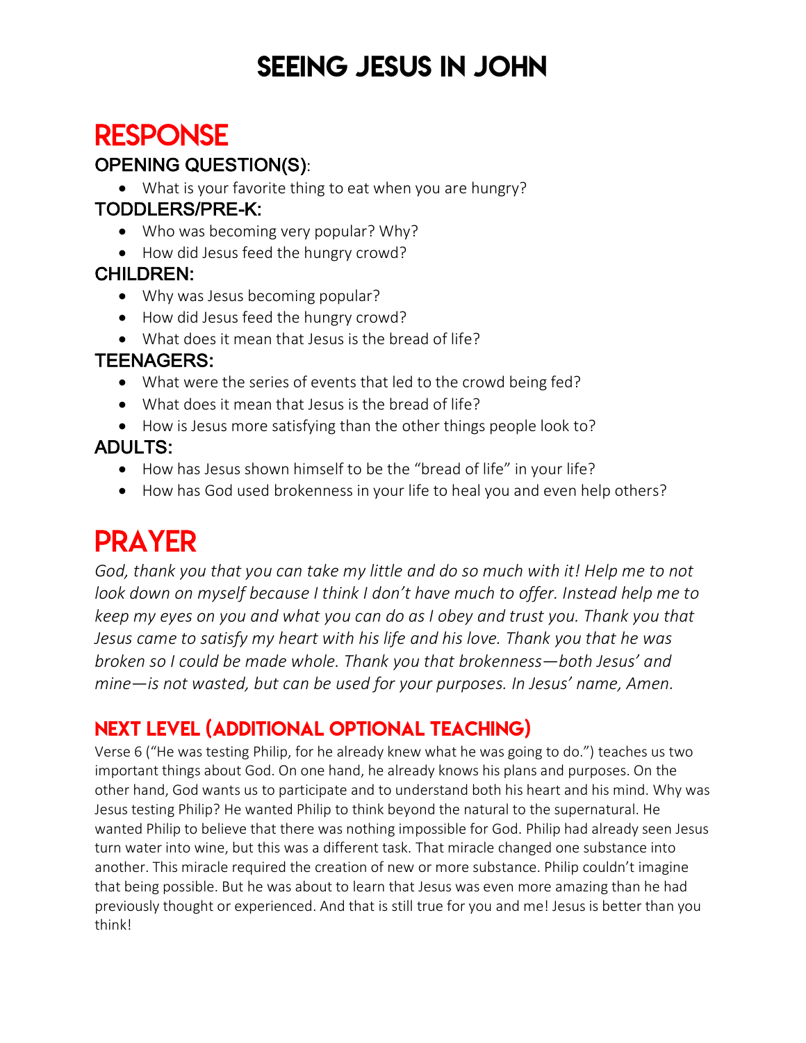# SEEING JESUS IN JOHN

## RESPONSE

### OPENING QUESTION(S):

- What is your favorite thing to eat when you are hungry?

### TODDLERS/PRE-K:

- Who was becoming very popular? Why?
- How did Jesus feed the hungry crowd?

### CHILDREN:

- Why was Jesus becoming popular?
- How did Jesus feed the hungry crowd?
- What does it mean that Jesus is the bread of life?

### TEENAGERS:

- What were the series of events that led to the crowd being fed?
- What does it mean that Jesus is the bread of life?
- How is Jesus more satisfying than the other things people look to?

### ADULTS:

- How has Jesus shown himself to be the "bread of life" in your life?
- How has God used brokenness in your life to heal you and even help others?

## PRAYER

*God, thank you that you can take my little and do so much with it! Help me to not look down on myself because I think I don't have much to offer. Instead help me to keep my eyes on you and what you can do as I obey and trust you. Thank you that Jesus came to satisfy my heart with his life and his love. Thank you that he was broken so I could be made whole. Thank you that brokenness—both Jesus' and mine—is not wasted, but can be used for your purposes. In Jesus' name, Amen.*

### NEXT LEVEL (ADDITIONAL OPTIONAL TEACHING)

Verse 6 ("He was testing Philip, for he already knew what he was going to do.") teaches us two important things about God. On one hand, he already knows his plans and purposes. On the other hand, God wants us to participate and to understand both his heart and his mind. Why was Jesus testing Philip? He wanted Philip to think beyond the natural to the supernatural. He wanted Philip to believe that there was nothing impossible for God. Philip had already seen Jesus turn water into wine, but this was a different task. That miracle changed one substance into another. This miracle required the creation of new or more substance. Philip couldn't imagine that being possible. But he was about to learn that Jesus was even more amazing than he had previously thought or experienced. And that is still true for you and me! Jesus is better than you think!